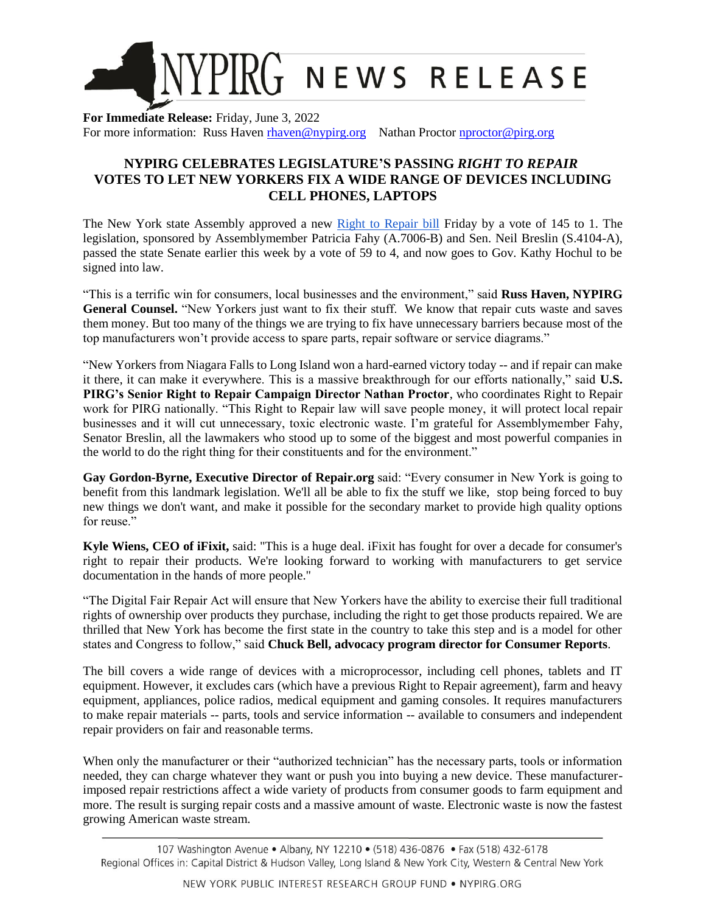# NYPIRG NEWS RELEASE

**For Immediate Release:** Friday, June 3, 2022
For more information: Russ Haven rhaven@nypirg.org Nathan Proctor nproctor@pirg.org

## NYPIRG CELEBRATES LEGISLATURE'S PASSING *RIGHT TO REPAIR* VOTES TO LET NEW YORKERS FIX A WIDE RANGE OF DEVICES INCLUDING CELL PHONES, LAPTOPS

The New York state Assembly approved a new Right to Repair bill Friday by a vote of 145 to 1. The legislation, sponsored by Assemblymember Patricia Fahy (A.7006-B) and Sen. Neil Breslin (S.4104-A), passed the state Senate earlier this week by a vote of 59 to 4, and now goes to Gov. Kathy Hochul to be signed into law.

"This is a terrific win for consumers, local businesses and the environment," said **Russ Haven, NYPIRG General Counsel.** "New Yorkers just want to fix their stuff. We know that repair cuts waste and saves them money. But too many of the things we are trying to fix have unnecessary barriers because most of the top manufacturers won't provide access to spare parts, repair software or service diagrams."

"New Yorkers from Niagara Falls to Long Island won a hard-earned victory today -- and if repair can make it there, it can make it everywhere. This is a massive breakthrough for our efforts nationally," said **U.S. PIRG's Senior Right to Repair Campaign Director Nathan Proctor**, who coordinates Right to Repair work for PIRG nationally. "This Right to Repair law will save people money, it will protect local repair businesses and it will cut unnecessary, toxic electronic waste. I'm grateful for Assemblymember Fahy, Senator Breslin, all the lawmakers who stood up to some of the biggest and most powerful companies in the world to do the right thing for their constituents and for the environment."

**Gay Gordon-Byrne, Executive Director of Repair.org** said: "Every consumer in New York is going to benefit from this landmark legislation. We'll all be able to fix the stuff we like, stop being forced to buy new things we don't want, and make it possible for the secondary market to provide high quality options for reuse."

**Kyle Wiens, CEO of iFixit,** said: "This is a huge deal. iFixit has fought for over a decade for consumer's right to repair their products. We're looking forward to working with manufacturers to get service documentation in the hands of more people."

"The Digital Fair Repair Act will ensure that New Yorkers have the ability to exercise their full traditional rights of ownership over products they purchase, including the right to get those products repaired. We are thrilled that New York has become the first state in the country to take this step and is a model for other states and Congress to follow," said **Chuck Bell, advocacy program director for Consumer Reports**.

The bill covers a wide range of devices with a microprocessor, including cell phones, tablets and IT equipment. However, it excludes cars (which have a previous Right to Repair agreement), farm and heavy equipment, appliances, police radios, medical equipment and gaming consoles. It requires manufacturers to make repair materials -- parts, tools and service information -- available to consumers and independent repair providers on fair and reasonable terms.

When only the manufacturer or their "authorized technician" has the necessary parts, tools or information needed, they can charge whatever they want or push you into buying a new device. These manufacturer-imposed repair restrictions affect a wide variety of products from consumer goods to farm equipment and more. The result is surging repair costs and a massive amount of waste. Electronic waste is now the fastest growing American waste stream.

107 Washington Avenue • Albany, NY 12210 • (518) 436-0876 • Fax (518) 432-6178
Regional Offices in: Capital District & Hudson Valley, Long Island & New York City, Western & Central New York

NEW YORK PUBLIC INTEREST RESEARCH GROUP FUND • NYPIRG.ORG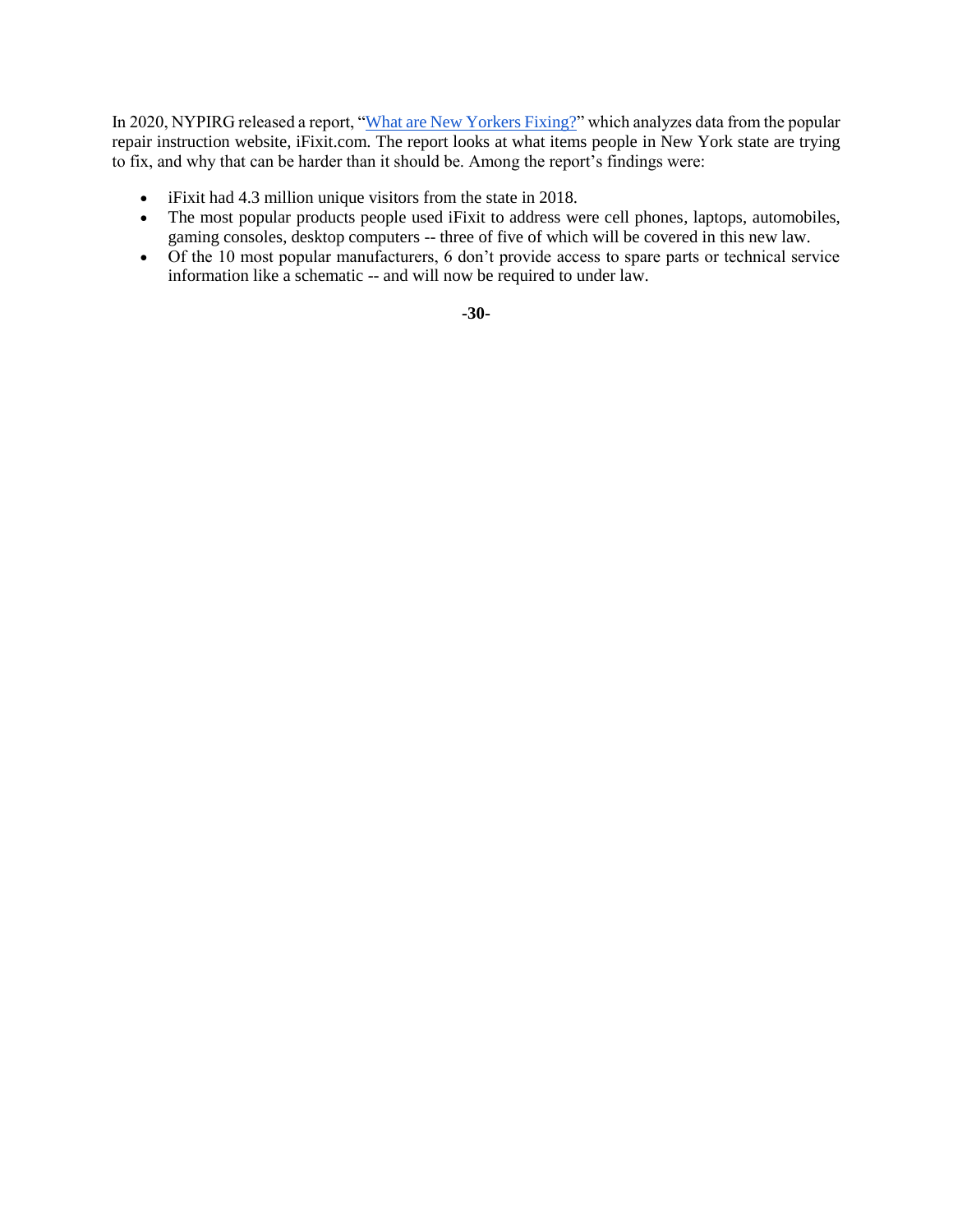In 2020, NYPIRG released a report, "[What are New Yorkers Fixing?](#)" which analyzes data from the popular repair instruction website, iFixit.com. The report looks at what items people in New York state are trying to fix, and why that can be harder than it should be. Among the report's findings were:

- iFixit had 4.3 million unique visitors from the state in 2018.
- The most popular products people used iFixit to address were cell phones, laptops, automobiles, gaming consoles, desktop computers -- three of five of which will be covered in this new law.
- Of the 10 most popular manufacturers, 6 don't provide access to spare parts or technical service information like a schematic -- and will now be required to under law.

**-30-**